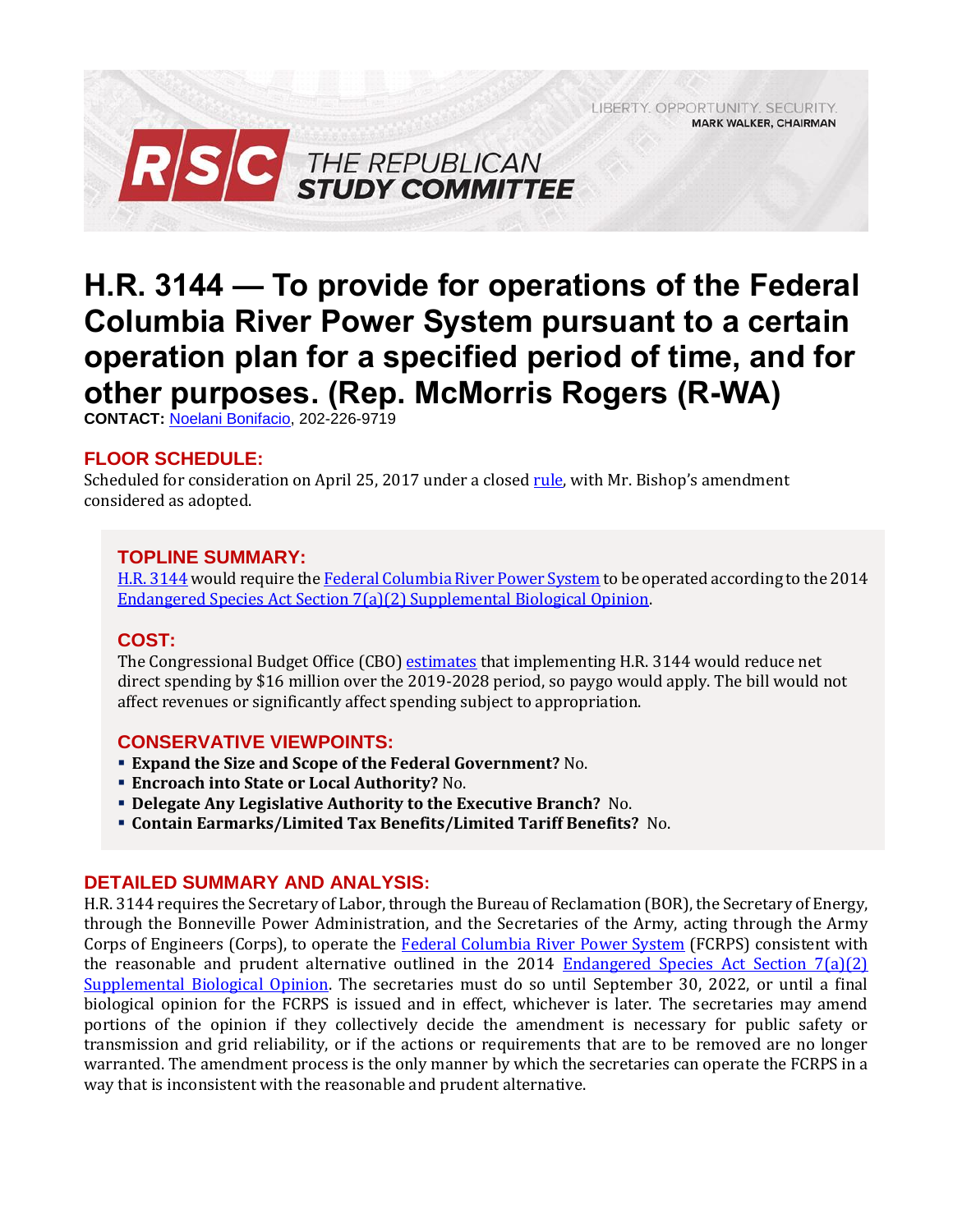LIBERTY. OPPORTUNITY. SECURITY.
**MARK WALKER, CHAIRMAN**

# RSC THE REPUBLICAN STUDY COMMITTEE

# H.R. 3144 — To provide for operations of the Federal Columbia River Power System pursuant to a certain operation plan for a specified period of time, and for other purposes. (Rep. McMorris Rogers (R-WA)

**CONTACT:** Noelani Bonifacio, 202-226-9719

## FLOOR SCHEDULE:

Scheduled for consideration on April 25, 2017 under a closed rule, with Mr. Bishop's amendment considered as adopted.

## TOPLINE SUMMARY:

H.R. 3144 would require the Federal Columbia River Power System to be operated according to the 2014 Endangered Species Act Section 7(a)(2) Supplemental Biological Opinion.

## COST:

The Congressional Budget Office (CBO) estimates that implementing H.R. 3144 would reduce net direct spending by $16 million over the 2019-2028 period, so paygo would apply. The bill would not affect revenues or significantly affect spending subject to appropriation.

## CONSERVATIVE VIEWPOINTS:

- **Expand the Size and Scope of the Federal Government?** No.
- **Encroach into State or Local Authority?** No.
- **Delegate Any Legislative Authority to the Executive Branch?** No.
- **Contain Earmarks/Limited Tax Benefits/Limited Tariff Benefits?** No.

## DETAILED SUMMARY AND ANALYSIS:

H.R. 3144 requires the Secretary of Labor, through the Bureau of Reclamation (BOR), the Secretary of Energy, through the Bonneville Power Administration, and the Secretaries of the Army, acting through the Army Corps of Engineers (Corps), to operate the Federal Columbia River Power System (FCRPS) consistent with the reasonable and prudent alternative outlined in the 2014 Endangered Species Act Section 7(a)(2) Supplemental Biological Opinion. The secretaries must do so until September 30, 2022, or until a final biological opinion for the FCRPS is issued and in effect, whichever is later. The secretaries may amend portions of the opinion if they collectively decide the amendment is necessary for public safety or transmission and grid reliability, or if the actions or requirements that are to be removed are no longer warranted. The amendment process is the only manner by which the secretaries can operate the FCRPS in a way that is inconsistent with the reasonable and prudent alternative.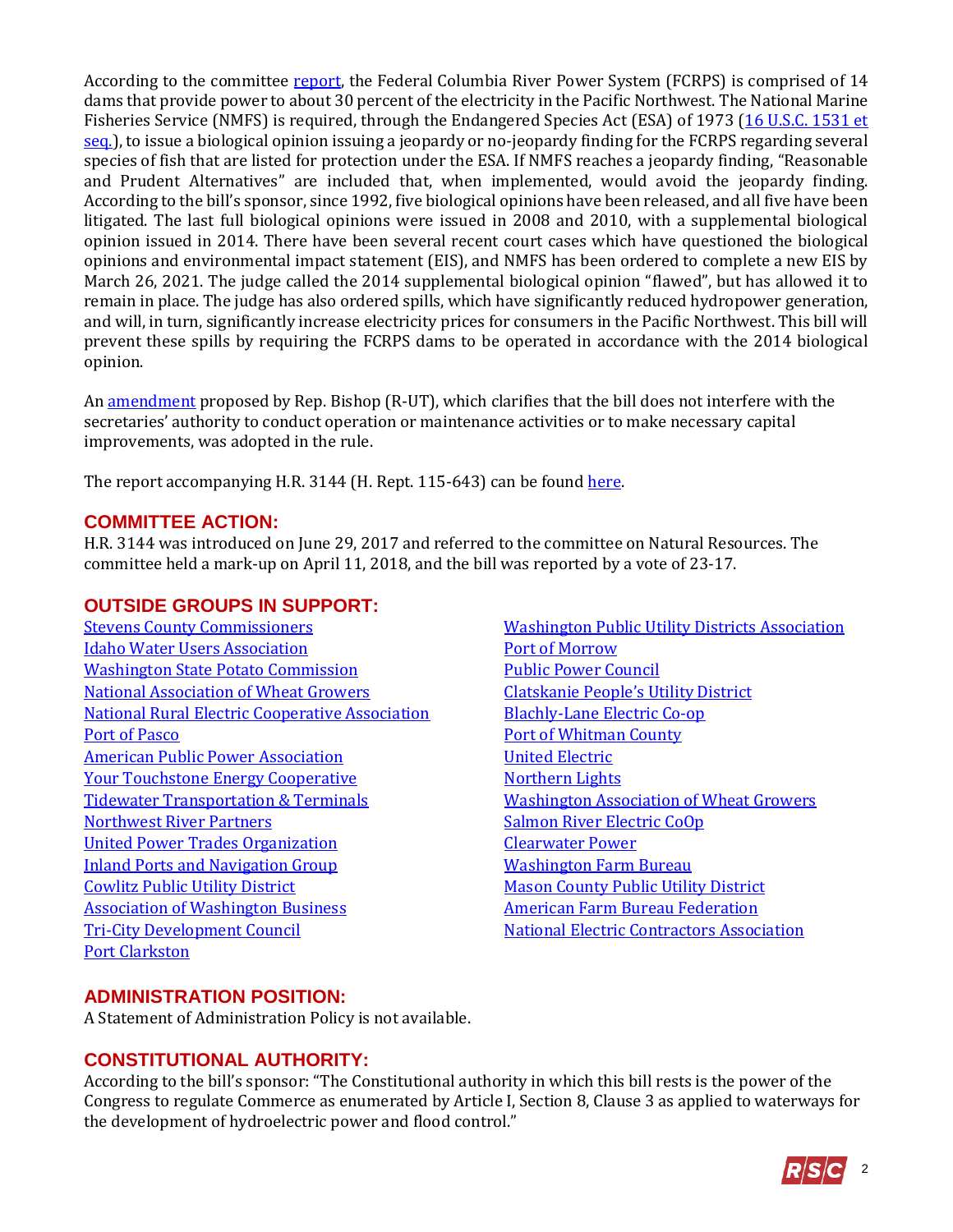According to the committee report, the Federal Columbia River Power System (FCRPS) is comprised of 14 dams that provide power to about 30 percent of the electricity in the Pacific Northwest. The National Marine Fisheries Service (NMFS) is required, through the Endangered Species Act (ESA) of 1973 (16 U.S.C. 1531 et seq.), to issue a biological opinion issuing a jeopardy or no-jeopardy finding for the FCRPS regarding several species of fish that are listed for protection under the ESA. If NMFS reaches a jeopardy finding, "Reasonable and Prudent Alternatives" are included that, when implemented, would avoid the jeopardy finding. According to the bill's sponsor, since 1992, five biological opinions have been released, and all five have been litigated. The last full biological opinions were issued in 2008 and 2010, with a supplemental biological opinion issued in 2014. There have been several recent court cases which have questioned the biological opinions and environmental impact statement (EIS), and NMFS has been ordered to complete a new EIS by March 26, 2021. The judge called the 2014 supplemental biological opinion "flawed", but has allowed it to remain in place. The judge has also ordered spills, which have significantly reduced hydropower generation, and will, in turn, significantly increase electricity prices for consumers in the Pacific Northwest. This bill will prevent these spills by requiring the FCRPS dams to be operated in accordance with the 2014 biological opinion.

An amendment proposed by Rep. Bishop (R-UT), which clarifies that the bill does not interfere with the secretaries' authority to conduct operation or maintenance activities or to make necessary capital improvements, was adopted in the rule.

The report accompanying H.R. 3144 (H. Rept. 115-643) can be found here.

## COMMITTEE ACTION:

H.R. 3144 was introduced on June 29, 2017 and referred to the committee on Natural Resources. The committee held a mark-up on April 11, 2018, and the bill was reported by a vote of 23-17.

## OUTSIDE GROUPS IN SUPPORT:

- Stevens County Commissioners
- Idaho Water Users Association
- Washington State Potato Commission
- National Association of Wheat Growers
- National Rural Electric Cooperative Association
- Port of Pasco
- American Public Power Association
- Your Touchstone Energy Cooperative
- Tidewater Transportation & Terminals
- Northwest River Partners
- United Power Trades Organization
- Inland Ports and Navigation Group
- Cowlitz Public Utility District
- Association of Washington Business
- Tri-City Development Council
- Port Clarkston
- Washington Public Utility Districts Association
- Port of Morrow
- Public Power Council
- Clatskanie People's Utility District
- Blachly-Lane Electric Co-op
- Port of Whitman County
- United Electric
- Northern Lights
- Washington Association of Wheat Growers
- Salmon River Electric CoOp
- Clearwater Power
- Washington Farm Bureau
- Mason County Public Utility District
- American Farm Bureau Federation
- National Electric Contractors Association

## ADMINISTRATION POSITION:

A Statement of Administration Policy is not available.

## CONSTITUTIONAL AUTHORITY:

According to the bill's sponsor: "The Constitutional authority in which this bill rests is the power of the Congress to regulate Commerce as enumerated by Article I, Section 8, Clause 3 as applied to waterways for the development of hydroelectric power and flood control."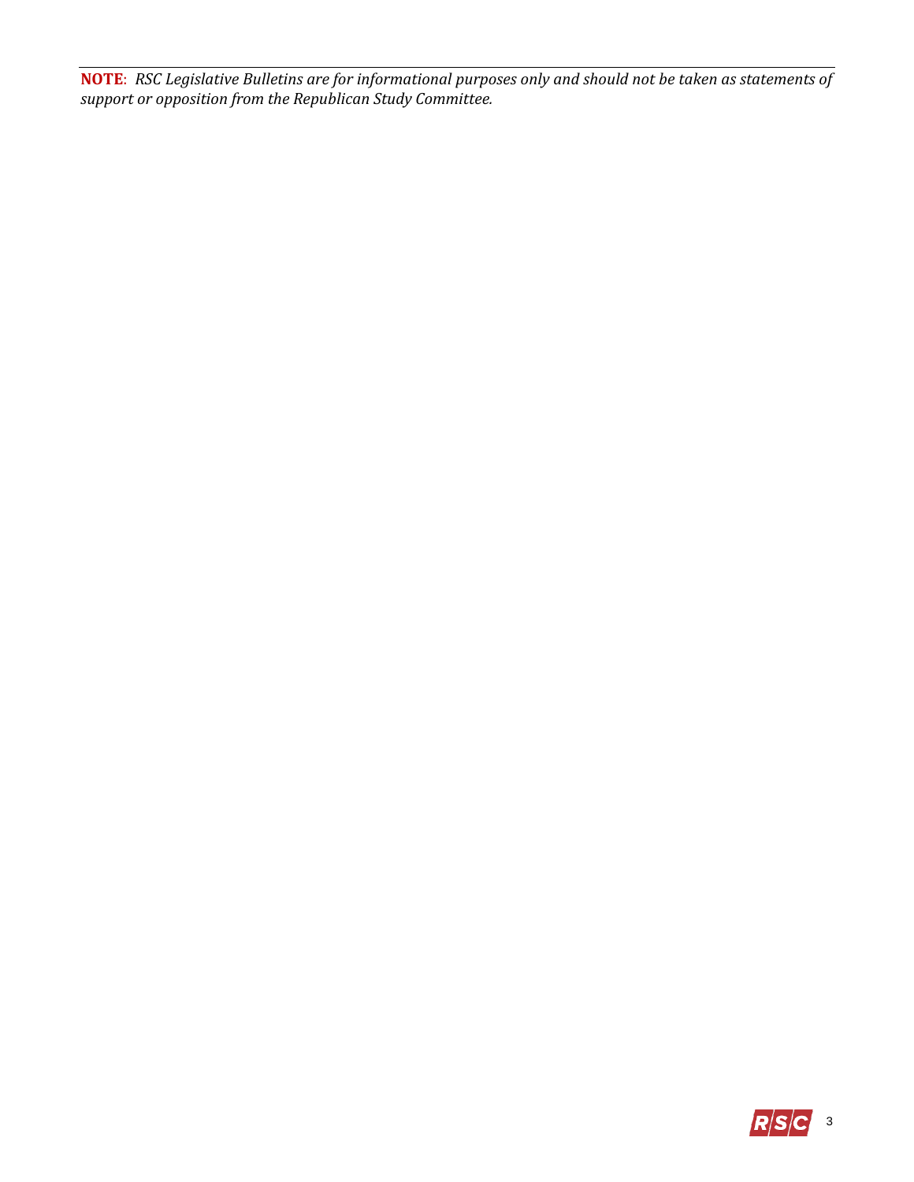**NOTE**: *RSC Legislative Bulletins are for informational purposes only and should not be taken as statements of support or opposition from the Republican Study Committee.*